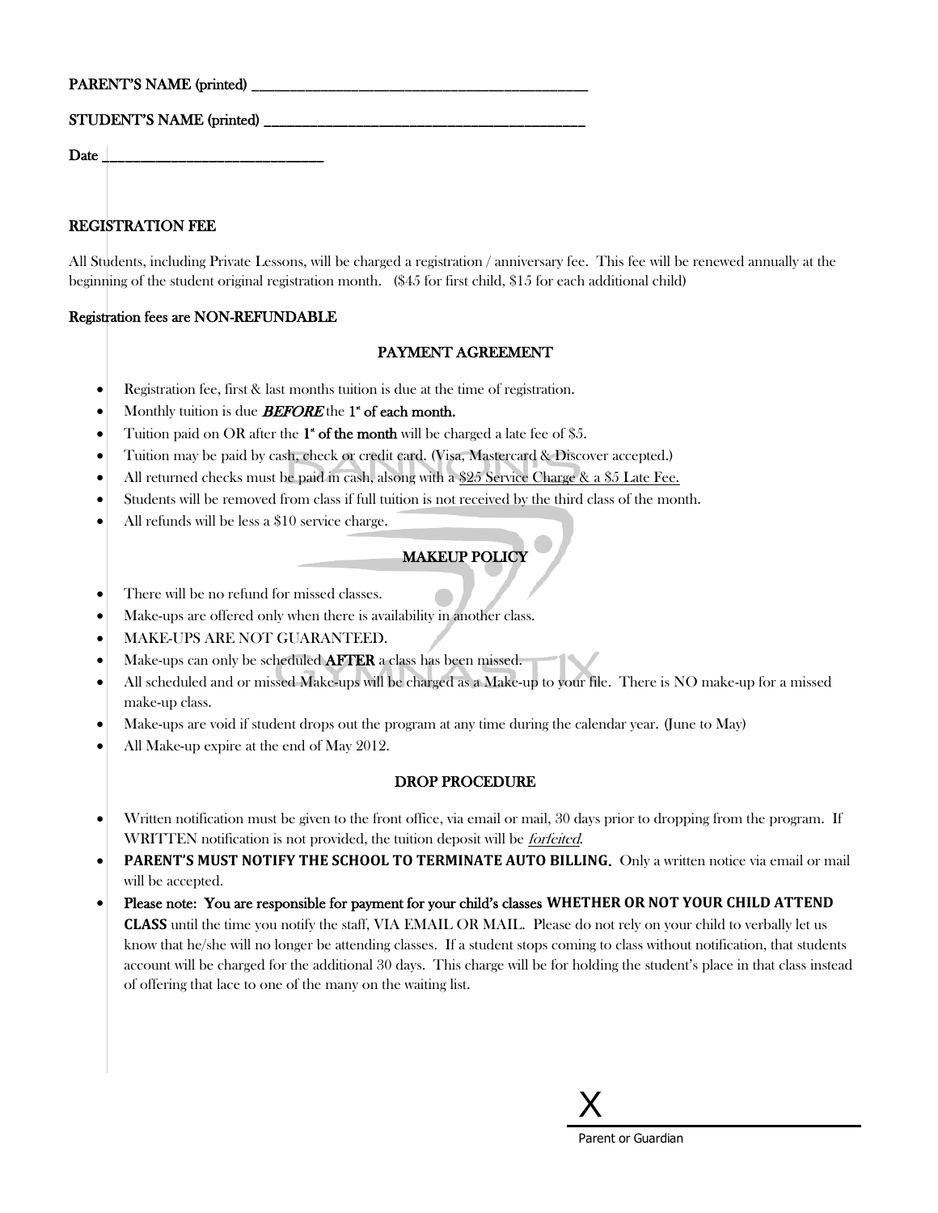PARENT'S NAME (printed) ______________________________________________

STUDENT'S NAME (printed) ____________________________________________

Date ______________________________

## REGISTRATION FEE

All Students, including Private Lessons, will be charged a registration / anniversary fee. This fee will be renewed annually at the beginning of the student original registration month. ($45 for first child, $15 for each additional child)

Registration fees are NON-REFUNDABLE

## PAYMENT AGREEMENT

- Registration fee, first & last months tuition is due at the time of registration.
- Monthly tuition is due ***BEFORE*** the **1st of each month.**
- Tuition paid on OR after the **1st of the month** will be charged a late fee of $5.
- Tuition may be paid by cash, check or credit card. (Visa, Mastercard & Discover accepted.)
- All returned checks must be paid in cash, alsong with a $25 Service Charge & a $5 Late Fee.
- Students will be removed from class if full tuition is not received by the third class of the month.
- All refunds will be less a $10 service charge.

## MAKEUP POLICY

- There will be no refund for missed classes.
- Make-ups are offered only when there is availability in another class.
- MAKE-UPS ARE NOT GUARANTEED.
- Make-ups can only be scheduled **AFTER** a class has been missed.
- All scheduled and or missed Make-ups will be charged as a Make-up to your file. There is NO make-up for a missed make-up class.
- Make-ups are void if student drops out the program at any time during the calendar year. (June to May)
- All Make-up expire at the end of May 2012.

## DROP PROCEDURE

- Written notification must be given to the front office, via email or mail, 30 days prior to dropping from the program. If WRITTEN notification is not provided, the tuition deposit will be *forfeited*.
- **PARENT'S MUST NOTIFY THE SCHOOL TO TERMINATE AUTO BILLING.** Only a written notice via email or mail will be accepted.
- Please note: You are responsible for payment for your child's classes **WHETHER OR NOT YOUR CHILD ATTEND CLASS** until the time you notify the staff, VIA EMAIL OR MAIL. Please do not rely on your child to verbally let us know that he/she will no longer be attending classes. If a student stops coming to class without notification, that students account will be charged for the additional 30 days. This charge will be for holding the student's place in that class instead of offering that lace to one of the many on the waiting list.

X ______________________________

Parent or Guardian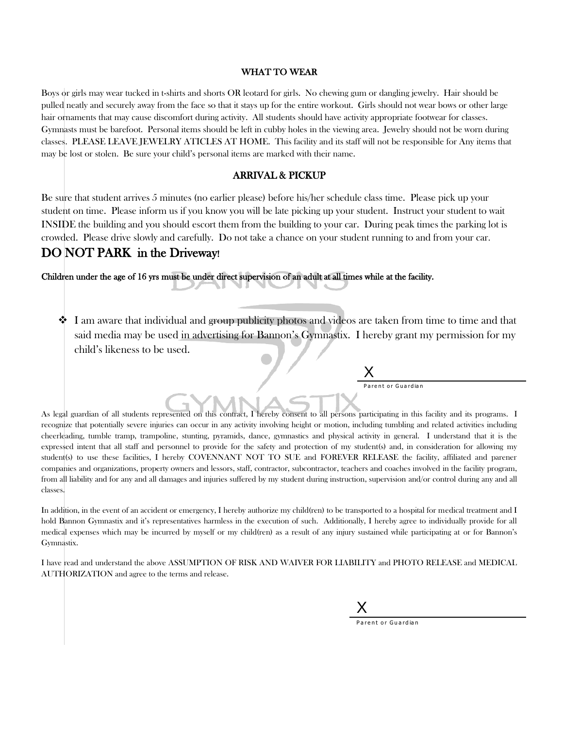## WHAT TO WEAR

Boys or girls may wear tucked in t-shirts and shorts OR leotard for girls. No chewing gum or dangling jewelry. Hair should be pulled neatly and securely away from the face so that it stays up for the entire workout. Girls should not wear bows or other large hair ornaments that may cause discomfort during activity. All students should have activity appropriate footwear for classes. Gymnasts must be barefoot. Personal items should be left in cubby holes in the viewing area. Jewelry should not be worn during classes. PLEASE LEAVE JEWELRY ATICLES AT HOME. This facility and its staff will not be responsible for Any items that may be lost or stolen. Be sure your child's personal items are marked with their name.

## ARRIVAL & PICKUP

Be sure that student arrives 5 minutes (no earlier please) before his/her schedule class time. Please pick up your student on time. Please inform us if you know you will be late picking up your student. Instruct your student to wait INSIDE the building and you should escort them from the building to your car. During peak times the parking lot is crowded. Please drive slowly and carefully. Do not take a chance on your student running to and from your car.

## DO NOT PARK in the Driveway!

**Children under the age of 16 yrs must be under direct supervision of an adult at all times while at the facility.**

- I am aware that individual and group publicity photos and videos are taken from time to time and that said media may be used in advertising for Bannon's Gymnastix. I hereby grant my permission for my child's likeness to be used.

X ______________________________
Parent or Guardian

As legal guardian of all students represented on this contract, I hereby consent to all persons participating in this facility and its programs. I recognize that potentially severe injuries can occur in any activity involving height or motion, including tumbling and related activities including cheerleading, tumble tramp, trampoline, stunting, pyramids, dance, gymnastics and physical activity in general. I understand that it is the expressed intent that all staff and personnel to provide for the safety and protection of my student(s) and, in consideration for allowing my student(s) to use these facilities, I hereby COVENNANT NOT TO SUE and FOREVER RELEASE the facility, affiliated and parener companies and organizations, property owners and lessors, staff, contractor, subcontractor, teachers and coaches involved in the facility program, from all liability and for any and all damages and injuries suffered by my student during instruction, supervision and/or control during any and all classes.

In addition, in the event of an accident or emergency, I hereby authorize my child(ren) to be transported to a hospital for medical treatment and I hold Bannon Gymnastix and it's representatives harmless in the execution of such. Additionally, I hereby agree to individually provide for all medical expenses which may be incurred by myself or my child(ren) as a result of any injury sustained while participating at or for Bannon's Gymnastix.

I have read and understand the above ASSUMPTION OF RISK AND WAIVER FOR LIABILITY and PHOTO RELEASE and MEDICAL AUTHORIZATION and agree to the terms and release.

X ______________________________
Parent or Guardian